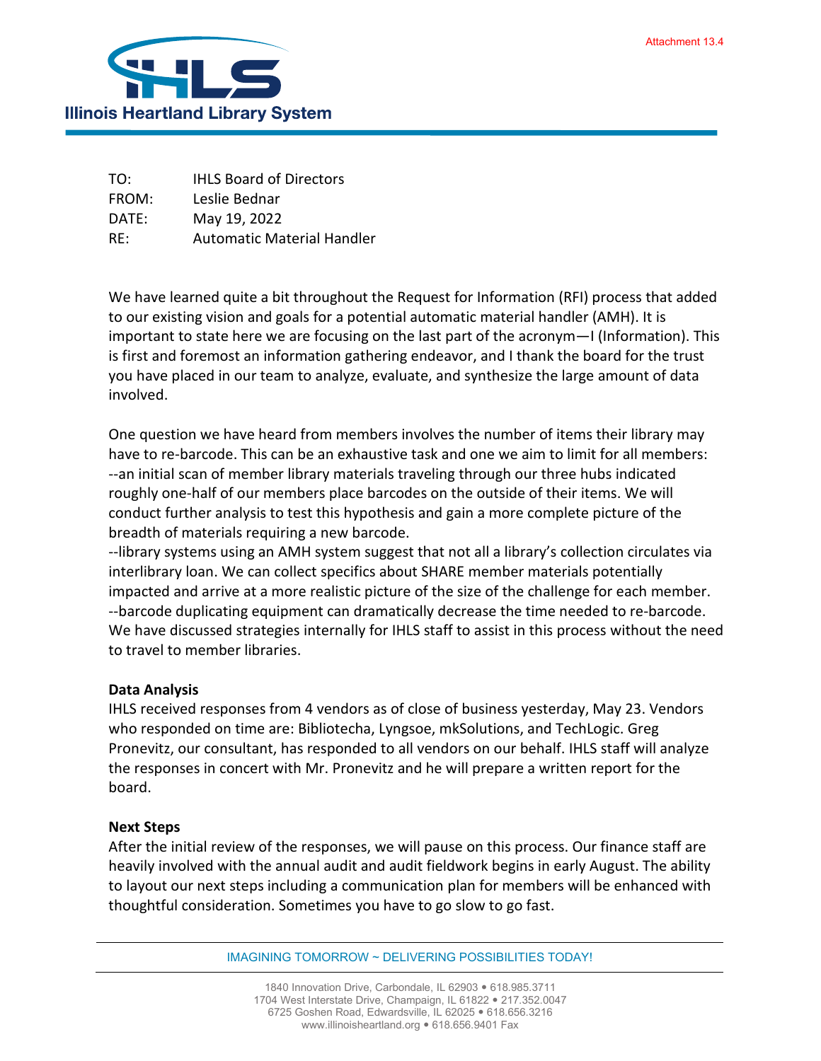Attachment 13.4

**Illinois Heartland Library System**

TO: IHLS Board of Directors
FROM: Leslie Bednar
DATE: May 19, 2022
RE: Automatic Material Handler

We have learned quite a bit throughout the Request for Information (RFI) process that added to our existing vision and goals for a potential automatic material handler (AMH). It is important to state here we are focusing on the last part of the acronym—I (Information). This is first and foremost an information gathering endeavor, and I thank the board for the trust you have placed in our team to analyze, evaluate, and synthesize the large amount of data involved.

One question we have heard from members involves the number of items their library may have to re-barcode. This can be an exhaustive task and one we aim to limit for all members:
--an initial scan of member library materials traveling through our three hubs indicated roughly one-half of our members place barcodes on the outside of their items. We will conduct further analysis to test this hypothesis and gain a more complete picture of the breadth of materials requiring a new barcode.
--library systems using an AMH system suggest that not all a library's collection circulates via interlibrary loan. We can collect specifics about SHARE member materials potentially impacted and arrive at a more realistic picture of the size of the challenge for each member.
--barcode duplicating equipment can dramatically decrease the time needed to re-barcode. We have discussed strategies internally for IHLS staff to assist in this process without the need to travel to member libraries.

**Data Analysis**

IHLS received responses from 4 vendors as of close of business yesterday, May 23. Vendors who responded on time are: Bibliotecha, Lyngsoe, mkSolutions, and TechLogic. Greg Pronevitz, our consultant, has responded to all vendors on our behalf. IHLS staff will analyze the responses in concert with Mr. Pronevitz and he will prepare a written report for the board.

**Next Steps**

After the initial review of the responses, we will pause on this process. Our finance staff are heavily involved with the annual audit and audit fieldwork begins in early August. The ability to layout our next steps including a communication plan for members will be enhanced with thoughtful consideration. Sometimes you have to go slow to go fast.

IMAGINING TOMORROW ~ DELIVERING POSSIBILITIES TODAY!

1840 Innovation Drive, Carbondale, IL 62903 • 618.985.3711
1704 West Interstate Drive, Champaign, IL 61822 • 217.352.0047
6725 Goshen Road, Edwardsville, IL 62025 • 618.656.3216
www.illinoisheartland.org • 618.656.9401 Fax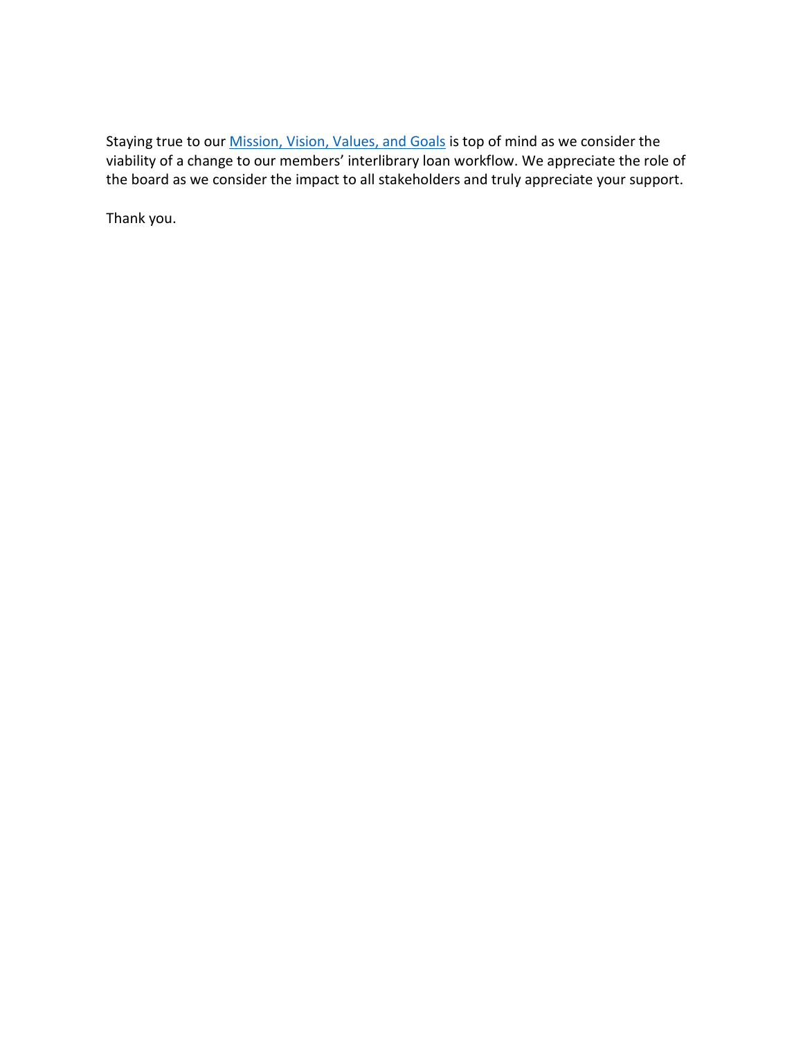Staying true to our Mission, Vision, Values, and Goals is top of mind as we consider the viability of a change to our members' interlibrary loan workflow. We appreciate the role of the board as we consider the impact to all stakeholders and truly appreciate your support.

Thank you.